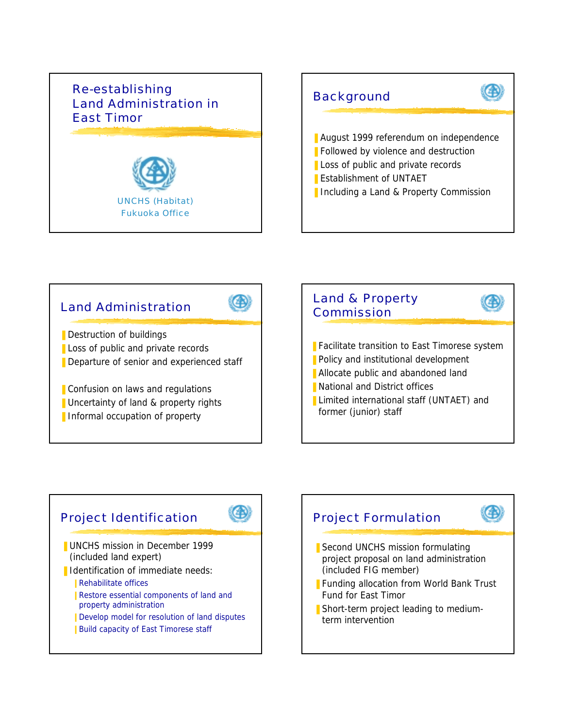# Re-establishing Land Administration in East Timor

UNCHS (Habitat)
Fukuoka Office

## Background

- August 1999 referendum on independence
- Followed by violence and destruction
- Loss of public and private records
- Establishment of UNTAET
- Including a Land & Property Commission

## Land Administration

- Destruction of buildings
- Loss of public and private records
- Departure of senior and experienced staff

- Confusion on laws and regulations
- Uncertainty of land & property rights
- Informal occupation of property

## Land & Property Commission

- Facilitate transition to East Timorese system
- Policy and institutional development
- Allocate public and abandoned land
- National and District offices
- Limited international staff (UNTAET) and former (junior) staff

## Project Identification

- UNCHS mission in December 1999 (included land expert)
- Identification of immediate needs:
  - Rehabilitate offices
  - Restore essential components of land and property administration
  - Develop model for resolution of land disputes
  - Build capacity of East Timorese staff

## Project Formulation

- Second UNCHS mission formulating project proposal on land administration (included FIG member)
- Funding allocation from World Bank Trust Fund for East Timor
- Short-term project leading to medium-term intervention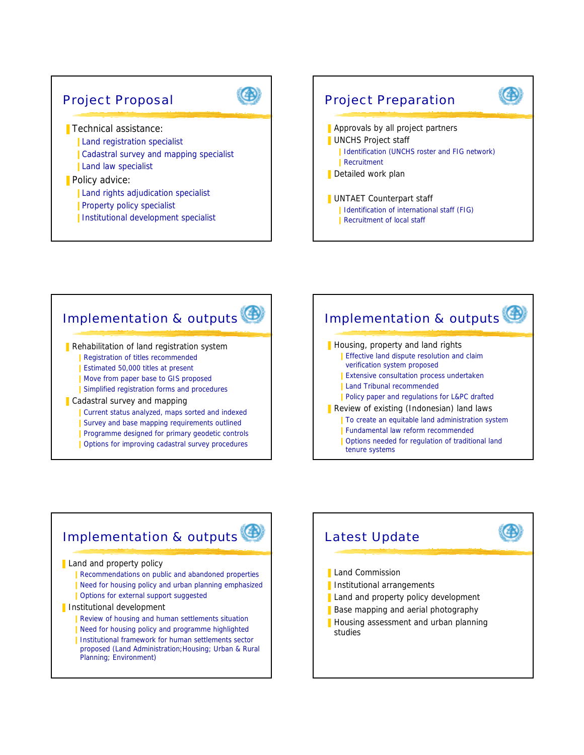## Project Proposal

- Technical assistance:
  - Land registration specialist
  - Cadastral survey and mapping specialist
  - Land law specialist
- Policy advice:
  - Land rights adjudication specialist
  - Property policy specialist
  - Institutional development specialist

## Project Preparation

- Approvals by all project partners
- UNCHS Project staff
  - Identification (UNCHS roster and FIG network)
  - Recruitment
- Detailed work plan
- UNTAET Counterpart staff
  - Identification of international staff (FIG)
  - Recruitment of local staff

## Implementation & outputs

- Rehabilitation of land registration system
  - Registration of titles recommended
  - Estimated 50,000 titles at present
  - Move from paper base to GIS proposed
  - Simplified registration forms and procedures
- Cadastral survey and mapping
  - Current status analyzed, maps sorted and indexed
  - Survey and base mapping requirements outlined
  - Programme designed for primary geodetic controls
  - Options for improving cadastral survey procedures

## Implementation & outputs

- Housing, property and land rights
  - Effective land dispute resolution and claim verification system proposed
  - Extensive consultation process undertaken
  - Land Tribunal recommended
  - Policy paper and regulations for L&PC drafted
- Review of existing (Indonesian) land laws
  - To create an equitable land administration system
  - Fundamental law reform recommended
  - Options needed for regulation of traditional land tenure systems

## Implementation & outputs

- Land and property policy
  - Recommendations on public and abandoned properties
  - Need for housing policy and urban planning emphasized
  - Options for external support suggested
- Institutional development
  - Review of housing and human settlements situation
  - Need for housing policy and programme highlighted
  - Institutional framework for human settlements sector proposed (Land Administration;Housing; Urban & Rural Planning; Environment)

## Latest Update

- Land Commission
- Institutional arrangements
- Land and property policy development
- Base mapping and aerial photography
- Housing assessment and urban planning studies